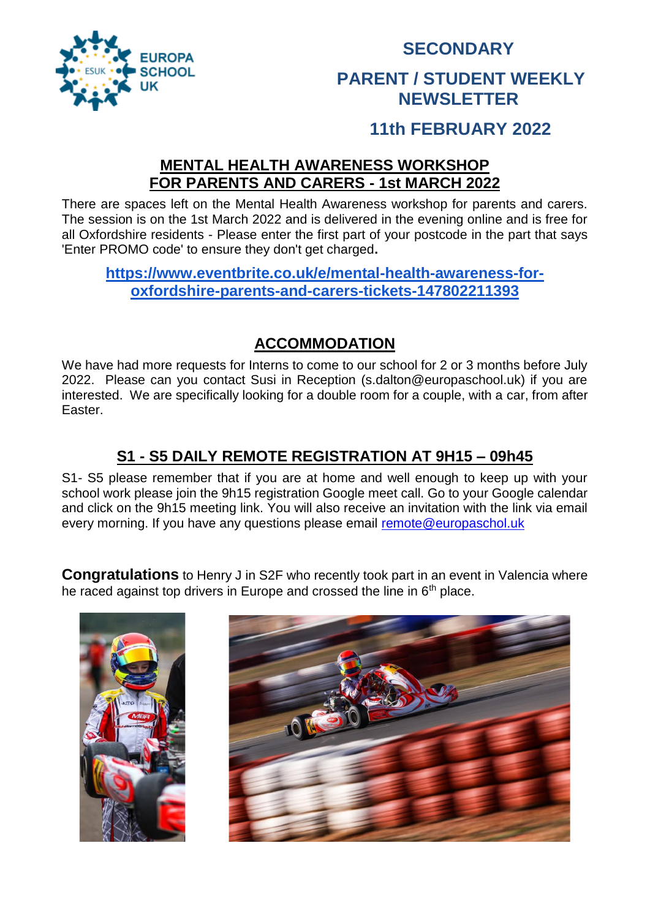# SECONDARY

## PARENT / STUDENT WEEKLY NEWSLETTER

## 11th FEBRUARY 2022

### MENTAL HEALTH AWARENESS WORKSHOP FOR PARENTS AND CARERS - 1st MARCH 2022

There are spaces left on the Mental Health Awareness workshop for parents and carers. The session is on the 1st March 2022 and is delivered in the evening online and is free for all Oxfordshire residents - Please enter the first part of your postcode in the part that says 'Enter PROMO code' to ensure they don't get charged**.**

**https://www.eventbrite.co.uk/e/mental-health-awareness-for-oxfordshire-parents-and-carers-tickets-147802211393**

### ACCOMMODATION

We have had more requests for Interns to come to our school for 2 or 3 months before July 2022. Please can you contact Susi in Reception (s.dalton@europaschool.uk) if you are interested. We are specifically looking for a double room for a couple, with a car, from after Easter.

### S1 - S5 DAILY REMOTE REGISTRATION AT 9H15 – 09h45

S1- S5 please remember that if you are at home and well enough to keep up with your school work please join the 9h15 registration Google meet call. Go to your Google calendar and click on the 9h15 meeting link. You will also receive an invitation with the link via email every morning. If you have any questions please email remote@europaschol.uk

**Congratulations** to Henry J in S2F who recently took part in an event in Valencia where he raced against top drivers in Europe and crossed the line in 6th place.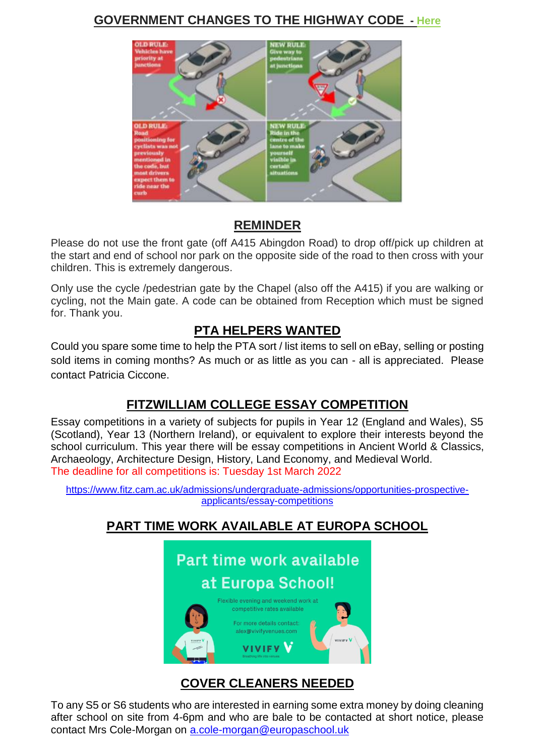## GOVERNMENT CHANGES TO THE HIGHWAY CODE - Here

OLD RULE: Vehicles have priority at junctions

NEW RULE: Give way to pedestrians at junctions

OLD RULE: Road positioning for cyclists was not previously mentioned in the code, but most drivers expect them to ride near the curb

NEW RULE: Ride in the centre of the lane to make yourself visible in certain situations

## REMINDER

Please do not use the front gate (off A415 Abingdon Road) to drop off/pick up children at the start and end of school nor park on the opposite side of the road to then cross with your children. This is extremely dangerous.

Only use the cycle /pedestrian gate by the Chapel (also off the A415) if you are walking or cycling, not the Main gate. A code can be obtained from Reception which must be signed for. Thank you.

## PTA HELPERS WANTED

Could you spare some time to help the PTA sort / list items to sell on eBay, selling or posting sold items in coming months? As much or as little as you can - all is appreciated. Please contact Patricia Ciccone.

## FITZWILLIAM COLLEGE ESSAY COMPETITION

Essay competitions in a variety of subjects for pupils in Year 12 (England and Wales), S5 (Scotland), Year 13 (Northern Ireland), or equivalent to explore their interests beyond the school curriculum. This year there will be essay competitions in Ancient World & Classics, Archaeology, Architecture Design, History, Land Economy, and Medieval World.
The deadline for all competitions is: Tuesday 1st March 2022

https://www.fitz.cam.ac.uk/admissions/undergraduate-admissions/opportunities-prospective-applicants/essay-competitions

## PART TIME WORK AVAILABLE AT EUROPA SCHOOL

Part time work available at Europa School!

Flexible evening and weekend work at competitive rates available

For more details contact: alex@vivifyvenues.com

VIVIFY

## COVER CLEANERS NEEDED

To any S5 or S6 students who are interested in earning some extra money by doing cleaning after school on site from 4-6pm and who are bale to be contacted at short notice, please contact Mrs Cole-Morgan on a.cole-morgan@europaschool.uk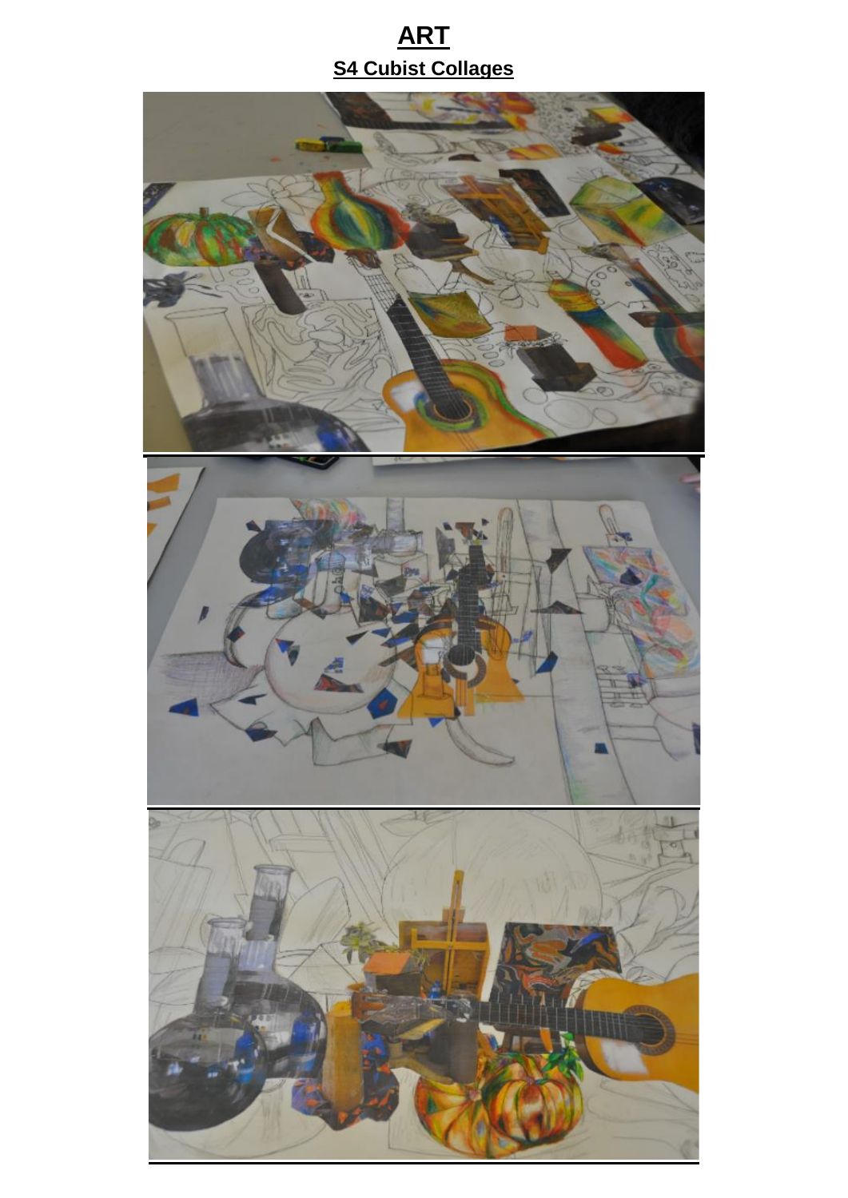# ART

## S4 Cubist Collages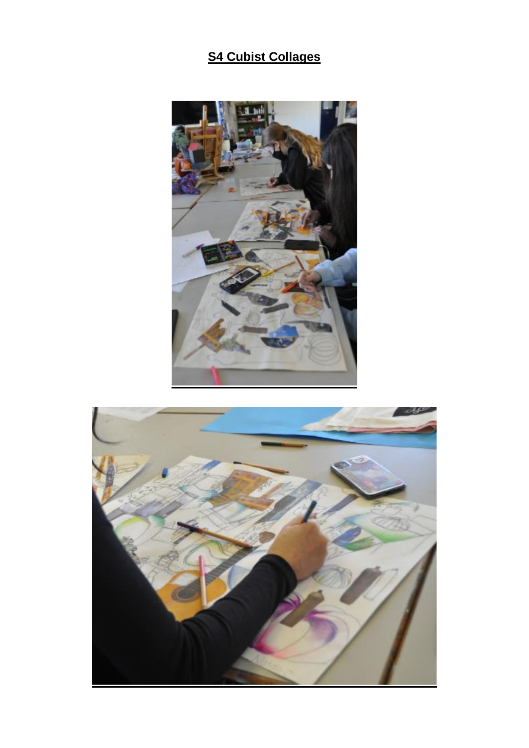**S4 Cubist Collages**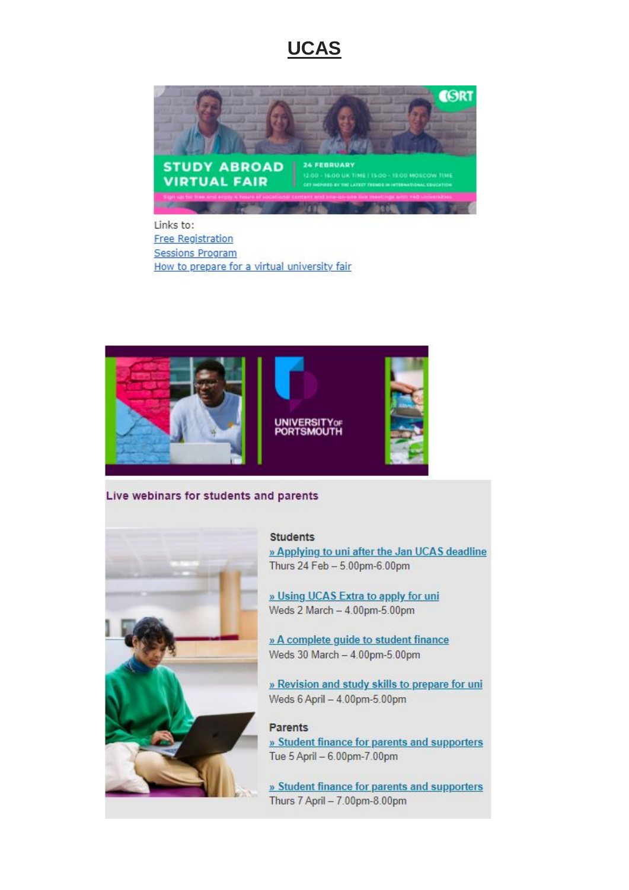# UCAS

STUDY ABROAD VIRTUAL FAIR

24 FEBRUARY

12:00 - 16:00 UK TIME | 15:00 - 19:00 MOSCOW TIME

Links to:
[Free Registration]
[Sessions Program]
[How to prepare for a virtual university fair]

UNIVERSITY OF PORTSMOUTH

**Live webinars for students and parents**

**Students**

» Applying to uni after the Jan UCAS deadline
Thurs 24 Feb – 5.00pm-6.00pm

» Using UCAS Extra to apply for uni
Weds 2 March – 4.00pm-5.00pm

» A complete guide to student finance
Weds 30 March – 4.00pm-5.00pm

» Revision and study skills to prepare for uni
Weds 6 April – 4.00pm-5.00pm

**Parents**

» Student finance for parents and supporters
Tue 5 April – 6.00pm-7.00pm

» Student finance for parents and supporters
Thurs 7 April – 7.00pm-8.00pm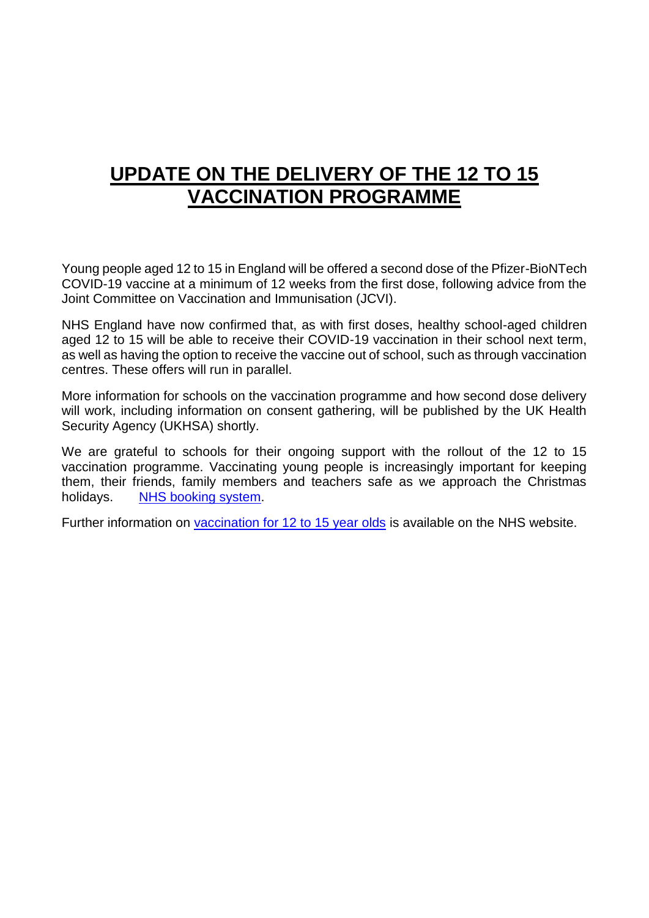# UPDATE ON THE DELIVERY OF THE 12 TO 15 VACCINATION PROGRAMME

Young people aged 12 to 15 in England will be offered a second dose of the Pfizer-BioNTech COVID-19 vaccine at a minimum of 12 weeks from the first dose, following advice from the Joint Committee on Vaccination and Immunisation (JCVI).

NHS England have now confirmed that, as with first doses, healthy school-aged children aged 12 to 15 will be able to receive their COVID-19 vaccination in their school next term, as well as having the option to receive the vaccine out of school, such as through vaccination centres. These offers will run in parallel.

More information for schools on the vaccination programme and how second dose delivery will work, including information on consent gathering, will be published by the UK Health Security Agency (UKHSA) shortly.

We are grateful to schools for their ongoing support with the rollout of the 12 to 15 vaccination programme. Vaccinating young people is increasingly important for keeping them, their friends, family members and teachers safe as we approach the Christmas holidays. NHS booking system.

Further information on vaccination for 12 to 15 year olds is available on the NHS website.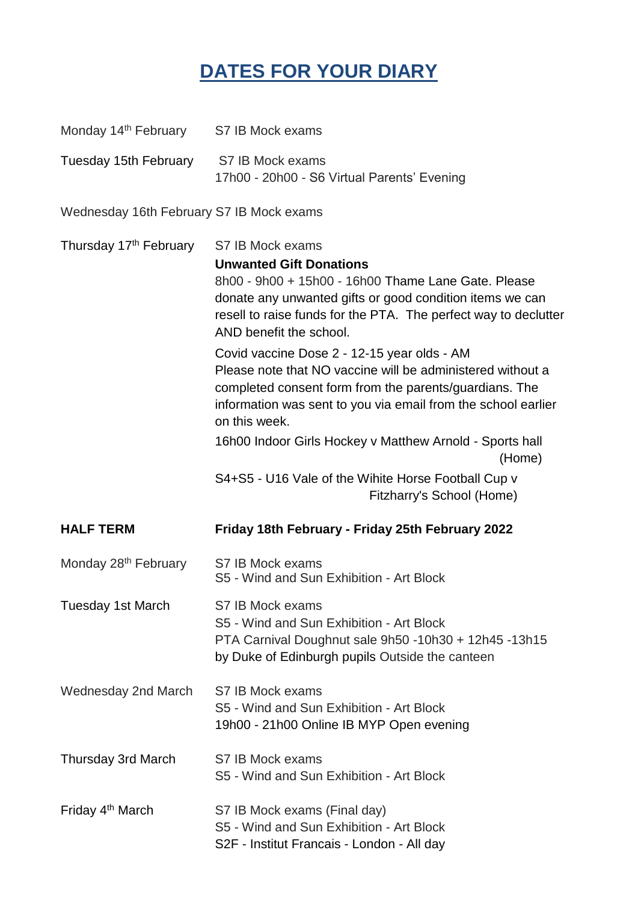# DATES FOR YOUR DIARY

| | |
|---|---|
| Monday 14th February | S7 IB Mock exams |
| Tuesday 15th February | S7 IB Mock exams<br>17h00 - 20h00 - S6 Virtual Parents' Evening |
| Wednesday 16th February | S7 IB Mock exams |
| Thursday 17th February | S7 IB Mock exams<br>**Unwanted Gift Donations**<br>8h00 - 9h00 + 15h00 - 16h00 Thame Lane Gate. Please donate any unwanted gifts or good condition items we can resell to raise funds for the PTA. The perfect way to declutter AND benefit the school.<br>Covid vaccine Dose 2 - 12-15 year olds - AM<br>Please note that NO vaccine will be administered without a completed consent form from the parents/guardians. The information was sent to you via email from the school earlier on this week.<br>16h00 Indoor Girls Hockey v Matthew Arnold - Sports hall (Home)<br>S4+S5 - U16 Vale of the Wihite Horse Football Cup v Fitzharry's School (Home) |
| **HALF TERM** | **Friday 18th February - Friday 25th February 2022** |
| Monday 28th February | S7 IB Mock exams<br>S5 - Wind and Sun Exhibition - Art Block |
| Tuesday 1st March | S7 IB Mock exams<br>S5 - Wind and Sun Exhibition - Art Block<br>PTA Carnival Doughnut sale 9h50 -10h30 + 12h45 -13h15 by Duke of Edinburgh pupils Outside the canteen |
| Wednesday 2nd March | S7 IB Mock exams<br>S5 - Wind and Sun Exhibition - Art Block<br>19h00 - 21h00 Online IB MYP Open evening |
| Thursday 3rd March | S7 IB Mock exams<br>S5 - Wind and Sun Exhibition - Art Block |
| Friday 4th March | S7 IB Mock exams (Final day)<br>S5 - Wind and Sun Exhibition - Art Block<br>S2F - Institut Francais - London - All day |